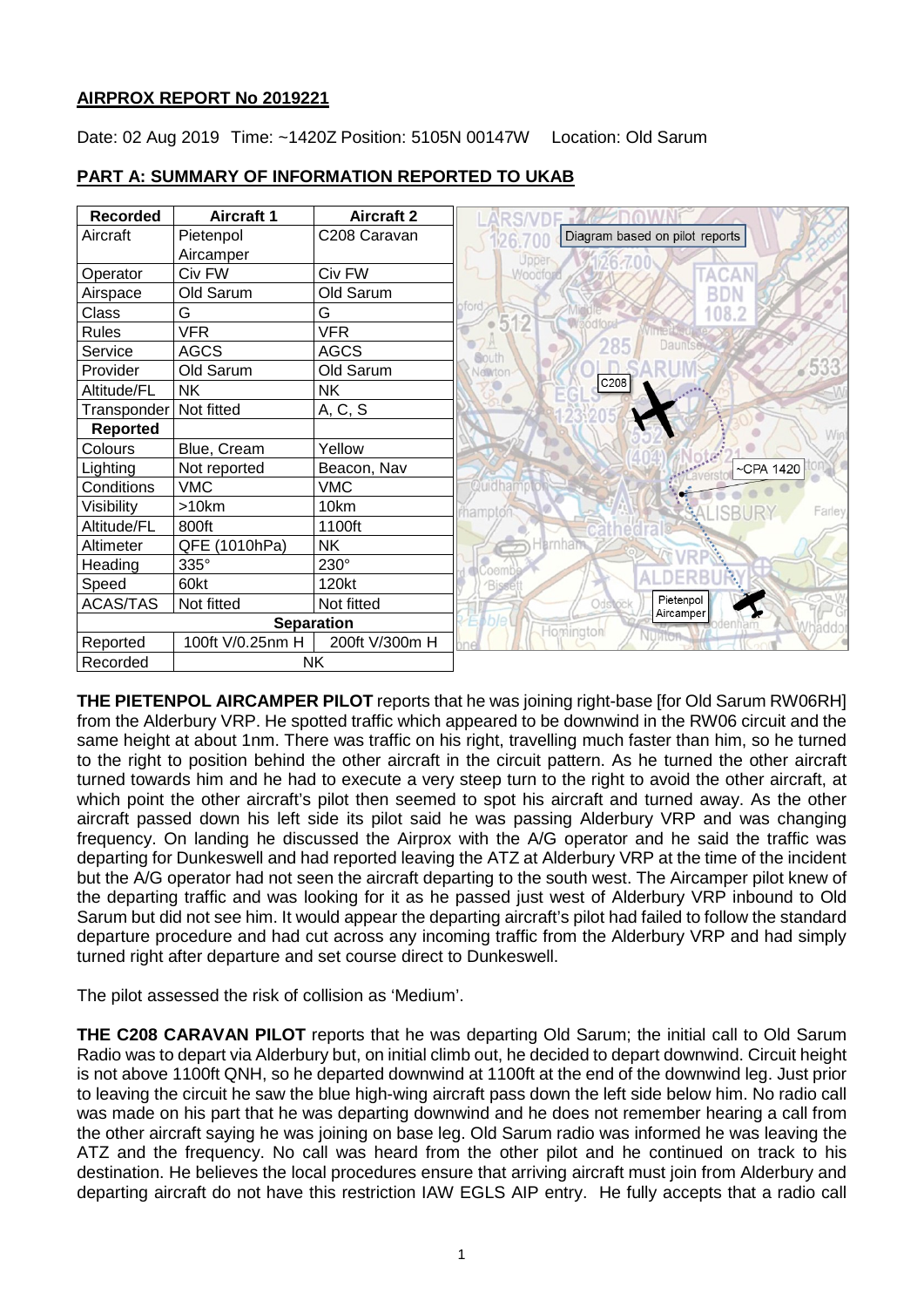## AIRPROX REPORT No 2019221

Date: 02 Aug 2019 Time: ~1420Z Position: 5105N 00147W Location: Old Sarum

## PART A: SUMMARY OF INFORMATION REPORTED TO UKAB

| Recorded | Aircraft 1 | Aircraft 2 |
|---|---|---|
| Aircraft | Pietenpol Aircamper | C208 Caravan |
| Operator | Civ FW | Civ FW |
| Airspace | Old Sarum | Old Sarum |
| Class | G | G |
| Rules | VFR | VFR |
| Service | AGCS | AGCS |
| Provider | Old Sarum | Old Sarum |
| Altitude/FL | NK | NK |
| Transponder | Not fitted | A, C, S |
| **Reported** | | |
| Colours | Blue, Cream | Yellow |
| Lighting | Not reported | Beacon, Nav |
| Conditions | VMC | VMC |
| Visibility | >10km | 10km |
| Altitude/FL | 800ft | 1100ft |
| Altimeter | QFE (1010hPa) | NK |
| Heading | 335° | 230° |
| Speed | 60kt | 120kt |
| ACAS/TAS | Not fitted | Not fitted |
| **Separation** | | |
| Reported | 100ft V/0.25nm H | 200ft V/300m H |
| Recorded | NK | |

Diagram based on pilot reports

C208

~CPA 1420

Pietenpol Aircamper

**THE PIETENPOL AIRCAMPER PILOT** reports that he was joining right-base [for Old Sarum RW06RH] from the Alderbury VRP. He spotted traffic which appeared to be downwind in the RW06 circuit and the same height at about 1nm. There was traffic on his right, travelling much faster than him, so he turned to the right to position behind the other aircraft in the circuit pattern. As he turned the other aircraft turned towards him and he had to execute a very steep turn to the right to avoid the other aircraft, at which point the other aircraft's pilot then seemed to spot his aircraft and turned away. As the other aircraft passed down his left side its pilot said he was passing Alderbury VRP and was changing frequency. On landing he discussed the Airprox with the A/G operator and he said the traffic was departing for Dunkeswell and had reported leaving the ATZ at Alderbury VRP at the time of the incident but the A/G operator had not seen the aircraft departing to the south west. The Aircamper pilot knew of the departing traffic and was looking for it as he passed just west of Alderbury VRP inbound to Old Sarum but did not see him. It would appear the departing aircraft's pilot had failed to follow the standard departure procedure and had cut across any incoming traffic from the Alderbury VRP and had simply turned right after departure and set course direct to Dunkeswell.

The pilot assessed the risk of collision as 'Medium'.

**THE C208 CARAVAN PILOT** reports that he was departing Old Sarum; the initial call to Old Sarum Radio was to depart via Alderbury but, on initial climb out, he decided to depart downwind. Circuit height is not above 1100ft QNH, so he departed downwind at 1100ft at the end of the downwind leg. Just prior to leaving the circuit he saw the blue high-wing aircraft pass down the left side below him. No radio call was made on his part that he was departing downwind and he does not remember hearing a call from the other aircraft saying he was joining on base leg. Old Sarum radio was informed he was leaving the ATZ and the frequency. No call was heard from the other pilot and he continued on track to his destination. He believes the local procedures ensure that arriving aircraft must join from Alderbury and departing aircraft do not have this restriction IAW EGLS AIP entry. He fully accepts that a radio call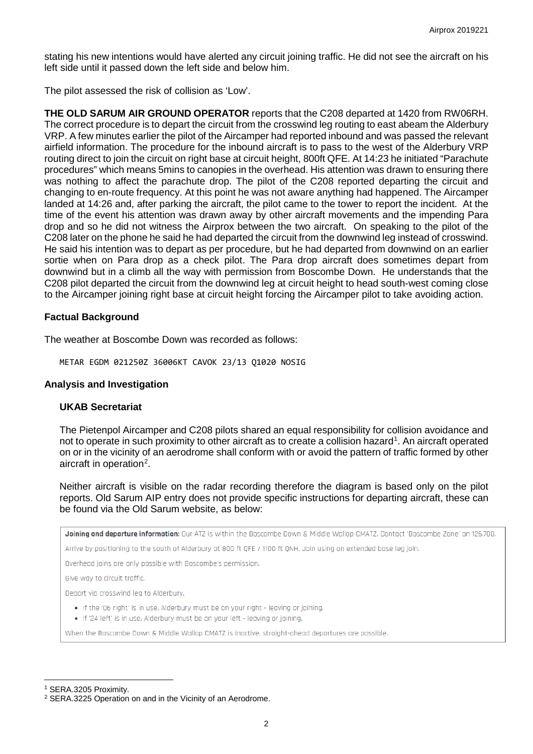stating his new intentions would have alerted any circuit joining traffic. He did not see the aircraft on his left side until it passed down the left side and below him.

The pilot assessed the risk of collision as 'Low'.

**THE OLD SARUM AIR GROUND OPERATOR** reports that the C208 departed at 1420 from RW06RH. The correct procedure is to depart the circuit from the crosswind leg routing to east abeam the Alderbury VRP. A few minutes earlier the pilot of the Aircamper had reported inbound and was passed the relevant airfield information. The procedure for the inbound aircraft is to pass to the west of the Alderbury VRP routing direct to join the circuit on right base at circuit height, 800ft QFE. At 14:23 he initiated "Parachute procedures" which means 5mins to canopies in the overhead. His attention was drawn to ensuring there was nothing to affect the parachute drop. The pilot of the C208 reported departing the circuit and changing to en-route frequency. At this point he was not aware anything had happened. The Aircamper landed at 14:26 and, after parking the aircraft, the pilot came to the tower to report the incident. At the time of the event his attention was drawn away by other aircraft movements and the impending Para drop and so he did not witness the Airprox between the two aircraft. On speaking to the pilot of the C208 later on the phone he said he had departed the circuit from the downwind leg instead of crosswind. He said his intention was to depart as per procedure, but he had departed from downwind on an earlier sortie when on Para drop as a check pilot. The Para drop aircraft does sometimes depart from downwind but in a climb all the way with permission from Boscombe Down. He understands that the C208 pilot departed the circuit from the downwind leg at circuit height to head south-west coming close to the Aircamper joining right base at circuit height forcing the Aircamper pilot to take avoiding action.

## Factual Background

The weather at Boscombe Down was recorded as follows:

```
METAR EGDM 021250Z 36006KT CAVOK 23/13 Q1020 NOSIG
```

## Analysis and Investigation

### UKAB Secretariat

The Pietenpol Aircamper and C208 pilots shared an equal responsibility for collision avoidance and not to operate in such proximity to other aircraft as to create a collision hazard[1]. An aircraft operated on or in the vicinity of an aerodrome shall conform with or avoid the pattern of traffic formed by other aircraft in operation[2].

Neither aircraft is visible on the radar recording therefore the diagram is based only on the pilot reports. Old Sarum AIP entry does not provide specific instructions for departing aircraft, these can be found via the Old Sarum website, as below:

> **Joining and departure information:** Our ATZ is within the Boscombe Down & Middle Wallop CMATZ. Contact 'Boscombe Zone' on 126.700.
>
> Arrive by positioning to the south of Alderbury at 800 ft QFE / 1100 ft QNH. Join using an extended base leg join.
>
> Overhead joins are only possible with Boscombe's permission.
>
> Give way to circuit traffic.
>
> Depart via crosswind leg to Alderbury.
>
> - If the '06 right' is in use, Alderbury must be on your right - leaving or joining.
> - If '24 left' is in use, Alderbury must be on your left - leaving or joining.
>
> When the Boscombe Down & Middle Wallop CMATZ is inactive, straight-ahead departures are possible.

---

[1] SERA.3205 Proximity.

[2] SERA.3225 Operation on and in the Vicinity of an Aerodrome.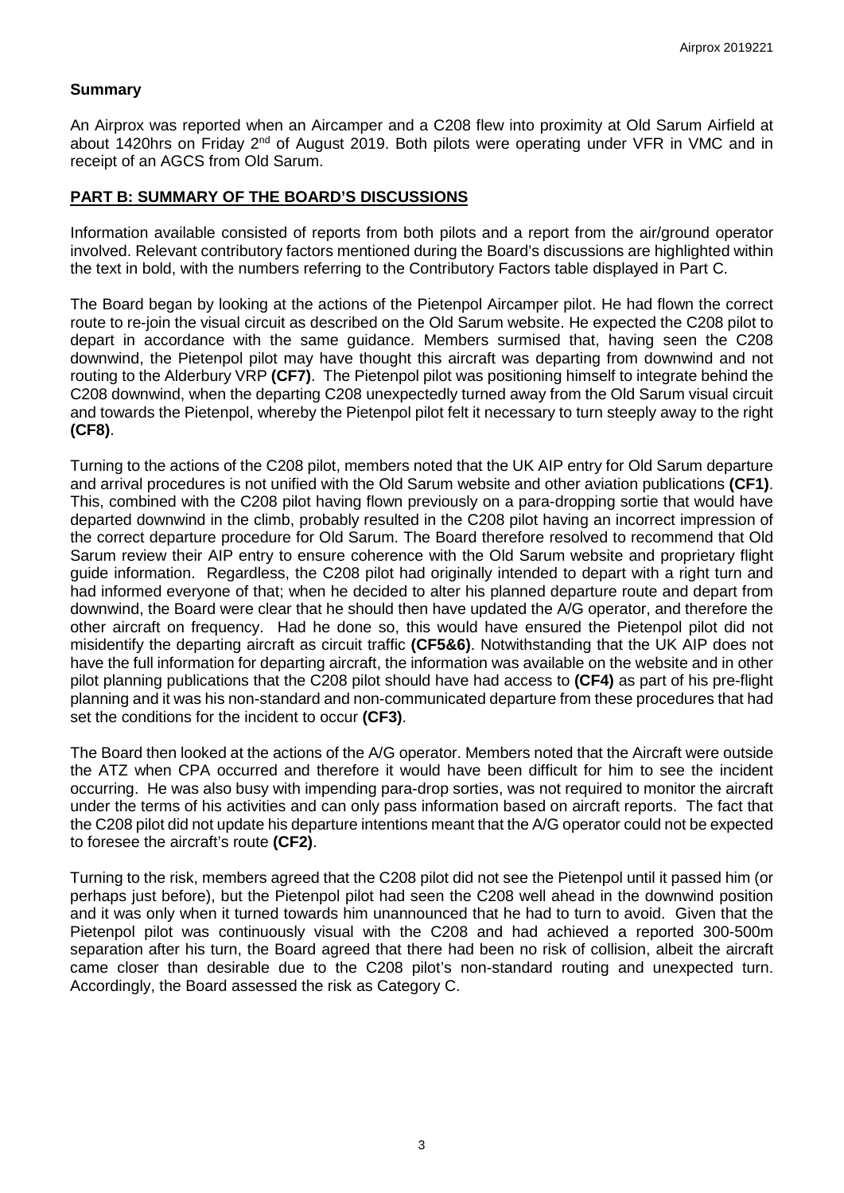## Summary

An Airprox was reported when an Aircamper and a C208 flew into proximity at Old Sarum Airfield at about 1420hrs on Friday 2nd of August 2019. Both pilots were operating under VFR in VMC and in receipt of an AGCS from Old Sarum.

## PART B: SUMMARY OF THE BOARD'S DISCUSSIONS

Information available consisted of reports from both pilots and a report from the air/ground operator involved. Relevant contributory factors mentioned during the Board's discussions are highlighted within the text in bold, with the numbers referring to the Contributory Factors table displayed in Part C.

The Board began by looking at the actions of the Pietenpol Aircamper pilot. He had flown the correct route to re-join the visual circuit as described on the Old Sarum website. He expected the C208 pilot to depart in accordance with the same guidance. Members surmised that, having seen the C208 downwind, the Pietenpol pilot may have thought this aircraft was departing from downwind and not routing to the Alderbury VRP **(CF7)**. The Pietenpol pilot was positioning himself to integrate behind the C208 downwind, when the departing C208 unexpectedly turned away from the Old Sarum visual circuit and towards the Pietenpol, whereby the Pietenpol pilot felt it necessary to turn steeply away to the right **(CF8)**.

Turning to the actions of the C208 pilot, members noted that the UK AIP entry for Old Sarum departure and arrival procedures is not unified with the Old Sarum website and other aviation publications **(CF1)**. This, combined with the C208 pilot having flown previously on a para-dropping sortie that would have departed downwind in the climb, probably resulted in the C208 pilot having an incorrect impression of the correct departure procedure for Old Sarum. The Board therefore resolved to recommend that Old Sarum review their AIP entry to ensure coherence with the Old Sarum website and proprietary flight guide information. Regardless, the C208 pilot had originally intended to depart with a right turn and had informed everyone of that; when he decided to alter his planned departure route and depart from downwind, the Board were clear that he should then have updated the A/G operator, and therefore the other aircraft on frequency. Had he done so, this would have ensured the Pietenpol pilot did not misidentify the departing aircraft as circuit traffic **(CF5&6)**. Notwithstanding that the UK AIP does not have the full information for departing aircraft, the information was available on the website and in other pilot planning publications that the C208 pilot should have had access to **(CF4)** as part of his pre-flight planning and it was his non-standard and non-communicated departure from these procedures that had set the conditions for the incident to occur **(CF3)**.

The Board then looked at the actions of the A/G operator. Members noted that the Aircraft were outside the ATZ when CPA occurred and therefore it would have been difficult for him to see the incident occurring. He was also busy with impending para-drop sorties, was not required to monitor the aircraft under the terms of his activities and can only pass information based on aircraft reports. The fact that the C208 pilot did not update his departure intentions meant that the A/G operator could not be expected to foresee the aircraft's route **(CF2)**.

Turning to the risk, members agreed that the C208 pilot did not see the Pietenpol until it passed him (or perhaps just before), but the Pietenpol pilot had seen the C208 well ahead in the downwind position and it was only when it turned towards him unannounced that he had to turn to avoid. Given that the Pietenpol pilot was continuously visual with the C208 and had achieved a reported 300-500m separation after his turn, the Board agreed that there had been no risk of collision, albeit the aircraft came closer than desirable due to the C208 pilot's non-standard routing and unexpected turn. Accordingly, the Board assessed the risk as Category C.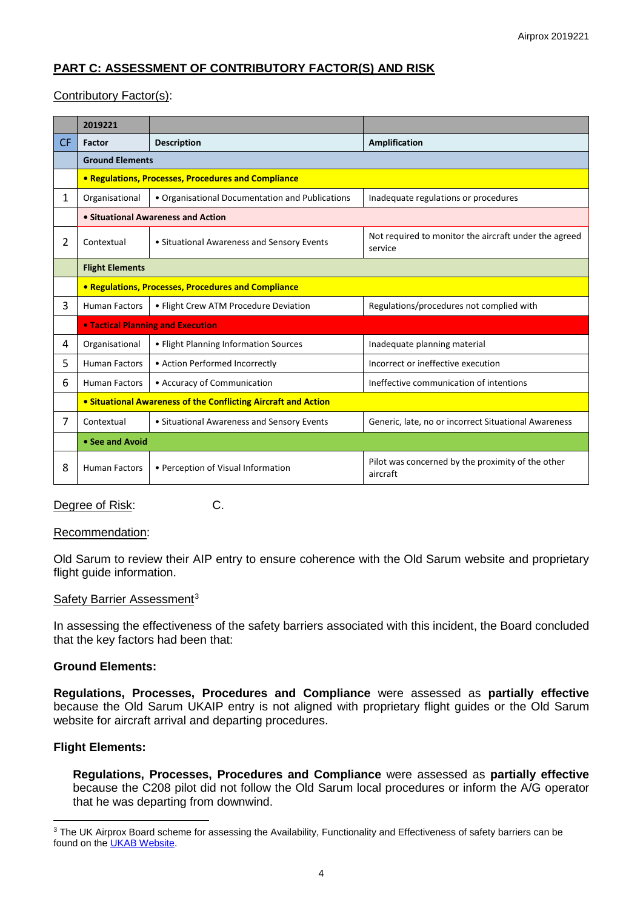## PART C: ASSESSMENT OF CONTRIBUTORY FACTOR(S) AND RISK

Contributory Factor(s):

| | 2019221 | | |
|---|---|---|---|
| CF | Factor | Description | Amplification |
| | **Ground Elements** | | |
| | **• Regulations, Processes, Procedures and Compliance** | | |
| 1 | Organisational | • Organisational Documentation and Publications | Inadequate regulations or procedures |
| | **• Situational Awareness and Action** | | |
| 2 | Contextual | • Situational Awareness and Sensory Events | Not required to monitor the aircraft under the agreed service |
| | **Flight Elements** | | |
| | **• Regulations, Processes, Procedures and Compliance** | | |
| 3 | Human Factors | • Flight Crew ATM Procedure Deviation | Regulations/procedures not complied with |
| | **• Tactical Planning and Execution** | | |
| 4 | Organisational | • Flight Planning Information Sources | Inadequate planning material |
| 5 | Human Factors | • Action Performed Incorrectly | Incorrect or ineffective execution |
| 6 | Human Factors | • Accuracy of Communication | Ineffective communication of intentions |
| | **• Situational Awareness of the Conflicting Aircraft and Action** | | |
| 7 | Contextual | • Situational Awareness and Sensory Events | Generic, late, no or incorrect Situational Awareness |
| | **• See and Avoid** | | |
| 8 | Human Factors | • Perception of Visual Information | Pilot was concerned by the proximity of the other aircraft |

Degree of Risk: C.

Recommendation:

Old Sarum to review their AIP entry to ensure coherence with the Old Sarum website and proprietary flight guide information.

Safety Barrier Assessment[3]

In assessing the effectiveness of the safety barriers associated with this incident, the Board concluded that the key factors had been that:

**Ground Elements:**

**Regulations, Processes, Procedures and Compliance** were assessed as **partially effective** because the Old Sarum UKAIP entry is not aligned with proprietary flight guides or the Old Sarum website for aircraft arrival and departing procedures.

**Flight Elements:**

**Regulations, Processes, Procedures and Compliance** were assessed as **partially effective** because the C208 pilot did not follow the Old Sarum local procedures or inform the A/G operator that he was departing from downwind.

[3] The UK Airprox Board scheme for assessing the Availability, Functionality and Effectiveness of safety barriers can be found on the UKAB Website.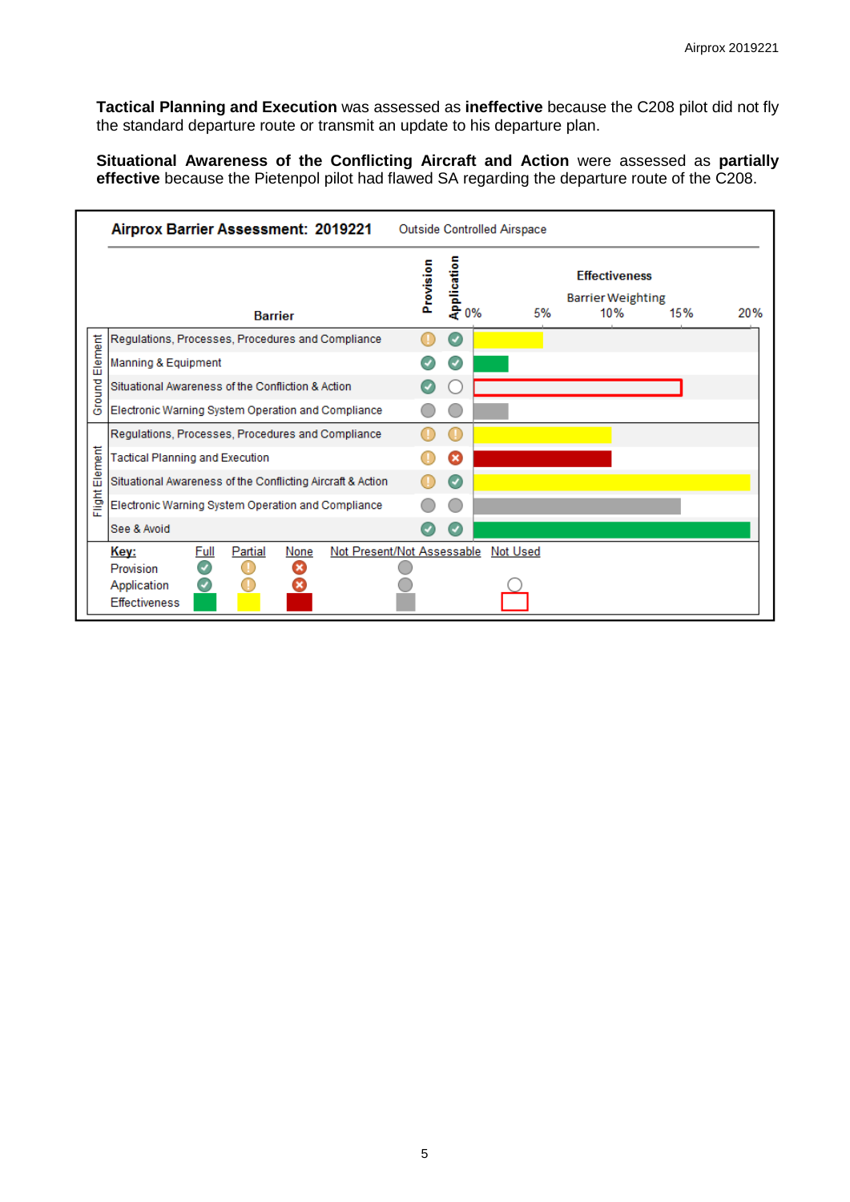**Tactical Planning and Execution** was assessed as **ineffective** because the C208 pilot did not fly the standard departure route or transmit an update to his departure plan.

**Situational Awareness of the Conflicting Aircraft and Action** were assessed as **partially effective** because the Pietenpol pilot had flawed SA regarding the departure route of the C208.

**Airprox Barrier Assessment: 2019221**

Outside Controlled Airspace

Barrier

Provision

Application

Effectiveness

Barrier Weighting

0% 5% 10% 15% 20%

Ground Element

Regulations, Processes, Procedures and Compliance

Manning & Equipment

Situational Awareness of the Confliction & Action

Electronic Warning System Operation and Compliance

Flight Element

Regulations, Processes, Procedures and Compliance

Tactical Planning and Execution

Situational Awareness of the Conflicting Aircraft & Action

Electronic Warning System Operation and Compliance

See & Avoid

Key: Full, Partial, None, Not Present/Not Assessable, Not Used

Provision

Application

Effectiveness